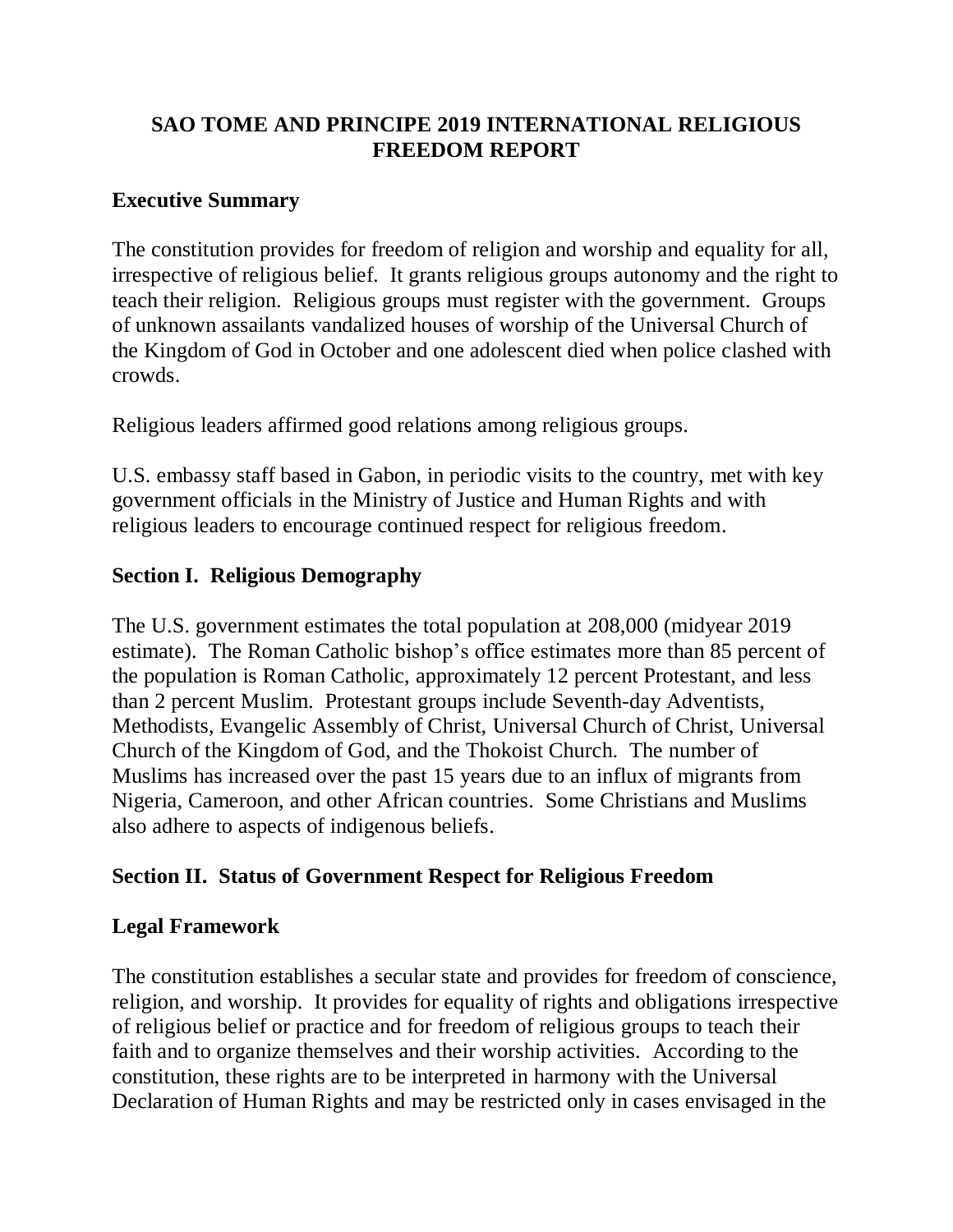# SAO TOME AND PRINCIPE 2019 INTERNATIONAL RELIGIOUS FREEDOM REPORT

## Executive Summary

The constitution provides for freedom of religion and worship and equality for all, irrespective of religious belief. It grants religious groups autonomy and the right to teach their religion. Religious groups must register with the government. Groups of unknown assailants vandalized houses of worship of the Universal Church of the Kingdom of God in October and one adolescent died when police clashed with crowds.

Religious leaders affirmed good relations among religious groups.

U.S. embassy staff based in Gabon, in periodic visits to the country, met with key government officials in the Ministry of Justice and Human Rights and with religious leaders to encourage continued respect for religious freedom.

## Section I. Religious Demography

The U.S. government estimates the total population at 208,000 (midyear 2019 estimate). The Roman Catholic bishop's office estimates more than 85 percent of the population is Roman Catholic, approximately 12 percent Protestant, and less than 2 percent Muslim. Protestant groups include Seventh-day Adventists, Methodists, Evangelic Assembly of Christ, Universal Church of Christ, Universal Church of the Kingdom of God, and the Thokoist Church. The number of Muslims has increased over the past 15 years due to an influx of migrants from Nigeria, Cameroon, and other African countries. Some Christians and Muslims also adhere to aspects of indigenous beliefs.

## Section II. Status of Government Respect for Religious Freedom

### Legal Framework

The constitution establishes a secular state and provides for freedom of conscience, religion, and worship. It provides for equality of rights and obligations irrespective of religious belief or practice and for freedom of religious groups to teach their faith and to organize themselves and their worship activities. According to the constitution, these rights are to be interpreted in harmony with the Universal Declaration of Human Rights and may be restricted only in cases envisaged in the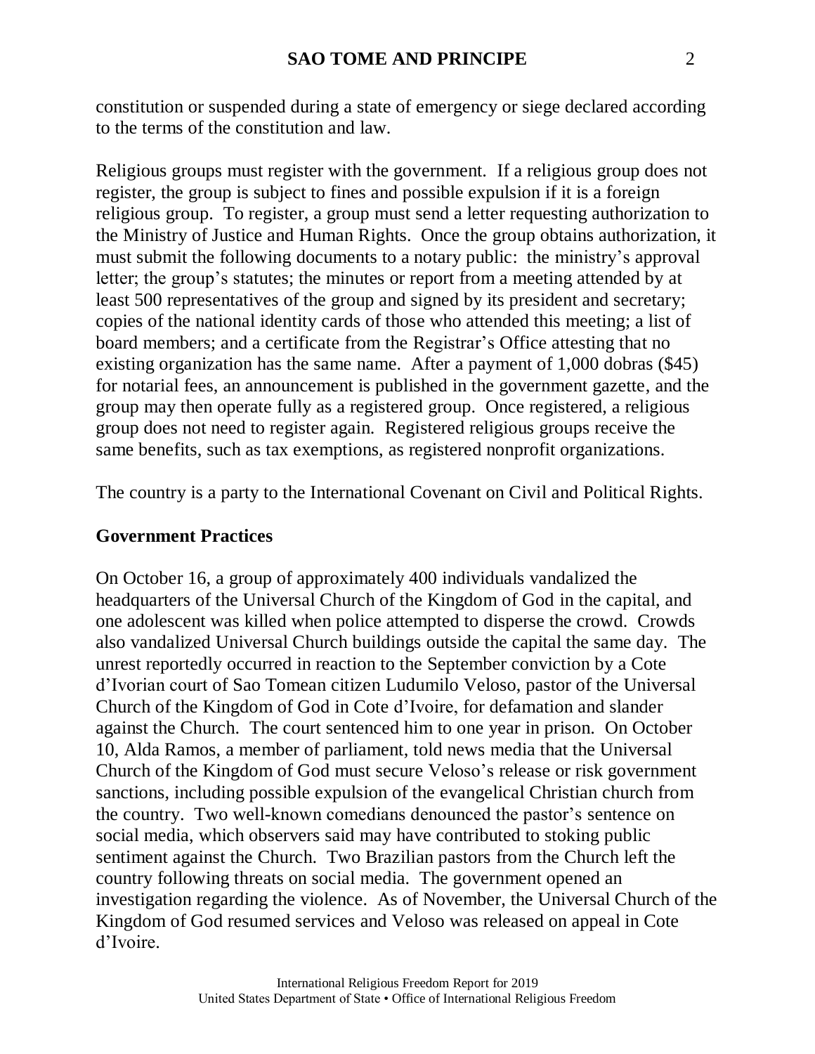constitution or suspended during a state of emergency or siege declared according to the terms of the constitution and law.

Religious groups must register with the government. If a religious group does not register, the group is subject to fines and possible expulsion if it is a foreign religious group. To register, a group must send a letter requesting authorization to the Ministry of Justice and Human Rights. Once the group obtains authorization, it must submit the following documents to a notary public: the ministry's approval letter; the group's statutes; the minutes or report from a meeting attended by at least 500 representatives of the group and signed by its president and secretary; copies of the national identity cards of those who attended this meeting; a list of board members; and a certificate from the Registrar's Office attesting that no existing organization has the same name. After a payment of 1,000 dobras ($45) for notarial fees, an announcement is published in the government gazette, and the group may then operate fully as a registered group. Once registered, a religious group does not need to register again. Registered religious groups receive the same benefits, such as tax exemptions, as registered nonprofit organizations.

The country is a party to the International Covenant on Civil and Political Rights.

## Government Practices

On October 16, a group of approximately 400 individuals vandalized the headquarters of the Universal Church of the Kingdom of God in the capital, and one adolescent was killed when police attempted to disperse the crowd. Crowds also vandalized Universal Church buildings outside the capital the same day. The unrest reportedly occurred in reaction to the September conviction by a Cote d'Ivorian court of Sao Tomean citizen Ludumilo Veloso, pastor of the Universal Church of the Kingdom of God in Cote d'Ivoire, for defamation and slander against the Church. The court sentenced him to one year in prison. On October 10, Alda Ramos, a member of parliament, told news media that the Universal Church of the Kingdom of God must secure Veloso's release or risk government sanctions, including possible expulsion of the evangelical Christian church from the country. Two well-known comedians denounced the pastor's sentence on social media, which observers said may have contributed to stoking public sentiment against the Church. Two Brazilian pastors from the Church left the country following threats on social media. The government opened an investigation regarding the violence. As of November, the Universal Church of the Kingdom of God resumed services and Veloso was released on appeal in Cote d'Ivoire.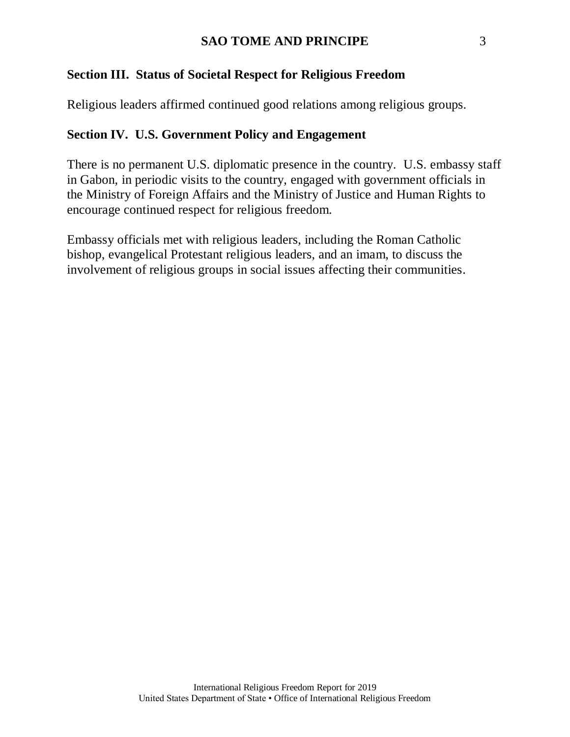## Section III. Status of Societal Respect for Religious Freedom

Religious leaders affirmed continued good relations among religious groups.

## Section IV. U.S. Government Policy and Engagement

There is no permanent U.S. diplomatic presence in the country. U.S. embassy staff in Gabon, in periodic visits to the country, engaged with government officials in the Ministry of Foreign Affairs and the Ministry of Justice and Human Rights to encourage continued respect for religious freedom.

Embassy officials met with religious leaders, including the Roman Catholic bishop, evangelical Protestant religious leaders, and an imam, to discuss the involvement of religious groups in social issues affecting their communities.